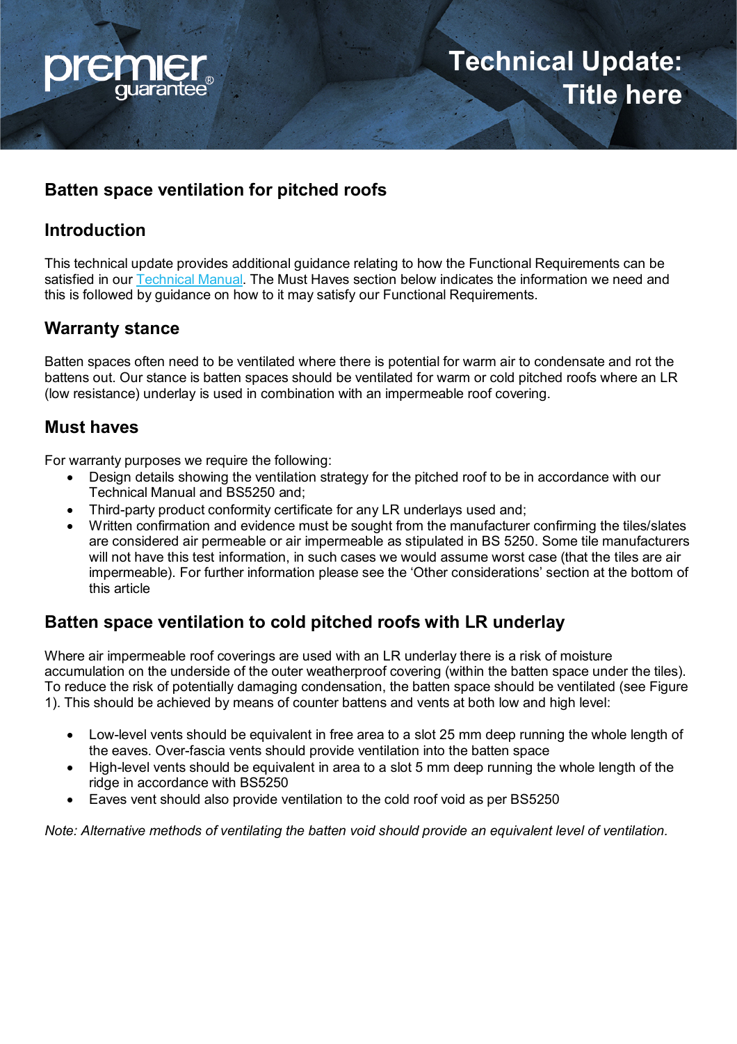# Technical Update: Title here

## Batten space ventilation for pitched roofs

## Introduction

This technical update provides additional guidance relating to how the Functional Requirements can be satisfied in our Technical Manual. The Must Haves section below indicates the information we need and this is followed by guidance on how to it may satisfy our Functional Requirements.

## Warranty stance

Batten spaces often need to be ventilated where there is potential for warm air to condensate and rot the battens out. Our stance is batten spaces should be ventilated for warm or cold pitched roofs where an LR (low resistance) underlay is used in combination with an impermeable roof covering.

## Must haves

For warranty purposes we require the following:

- Design details showing the ventilation strategy for the pitched roof to be in accordance with our Technical Manual and BS5250 and;
- Third-party product conformity certificate for any LR underlays used and;
- Written confirmation and evidence must be sought from the manufacturer confirming the tiles/slates are considered air permeable or air impermeable as stipulated in BS 5250. Some tile manufacturers will not have this test information, in such cases we would assume worst case (that the tiles are air impermeable). For further information please see the 'Other considerations' section at the bottom of this article

## Batten space ventilation to cold pitched roofs with LR underlay

Where air impermeable roof coverings are used with an LR underlay there is a risk of moisture accumulation on the underside of the outer weatherproof covering (within the batten space under the tiles). To reduce the risk of potentially damaging condensation, the batten space should be ventilated (see Figure 1). This should be achieved by means of counter battens and vents at both low and high level:

- Low-level vents should be equivalent in free area to a slot 25 mm deep running the whole length of the eaves. Over-fascia vents should provide ventilation into the batten space
- High-level vents should be equivalent in area to a slot 5 mm deep running the whole length of the ridge in accordance with BS5250
- Eaves vent should also provide ventilation to the cold roof void as per BS5250

*Note: Alternative methods of ventilating the batten void should provide an equivalent level of ventilation.*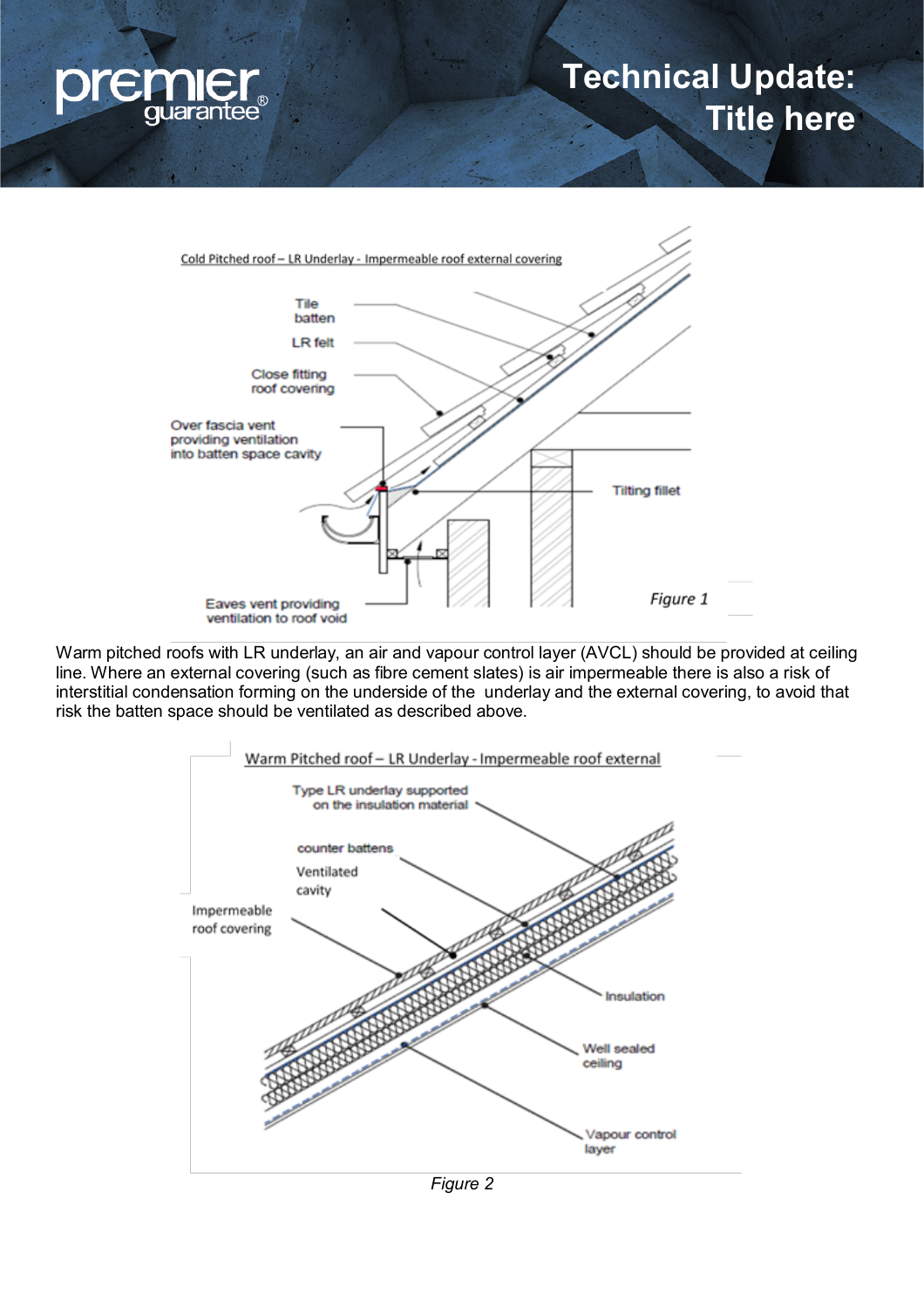Figure 1

Warm pitched roofs with LR underlay, an air and vapour control layer (AVCL) should be provided at ceiling line. Where an external covering (such as fibre cement slates) is air impermeable there is also a risk of interstitial condensation forming on the underside of the underlay and the external covering, to avoid that risk the batten space should be ventilated as described above.

Figure 2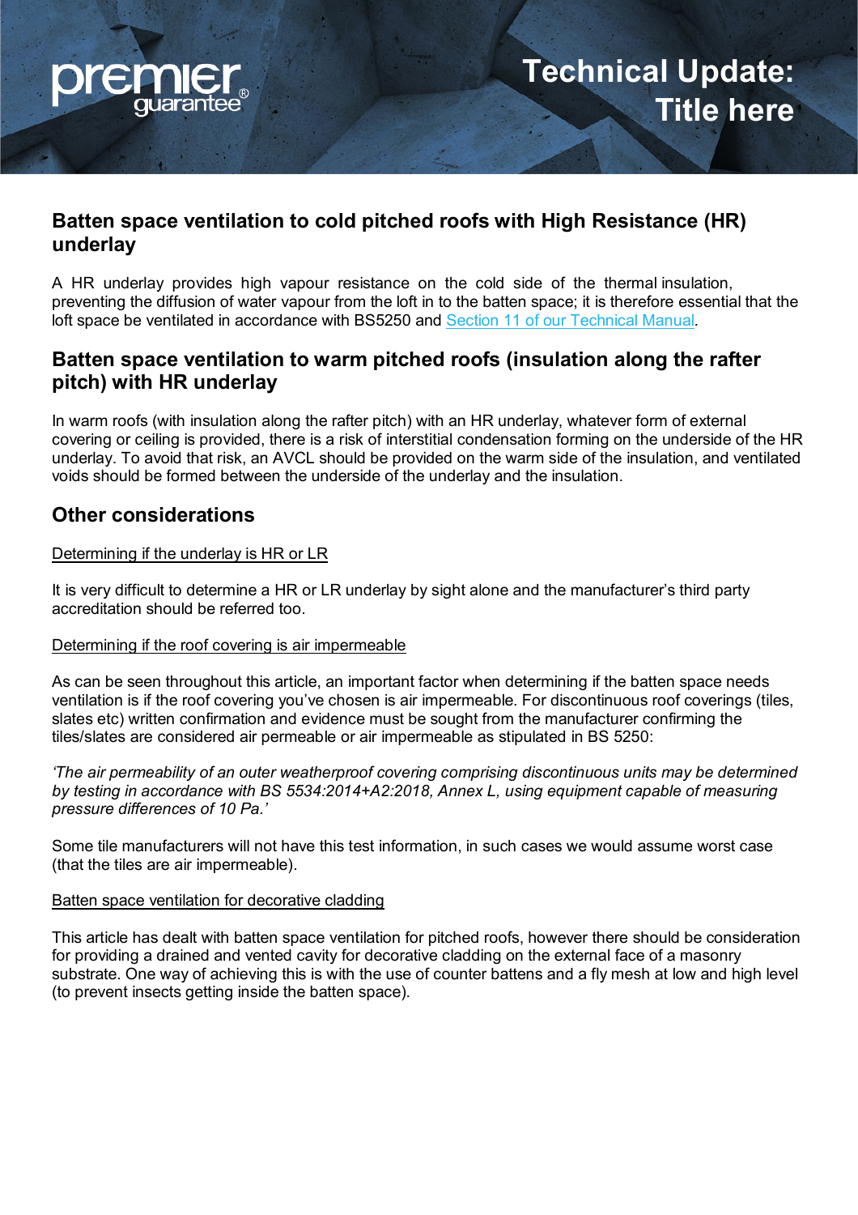## Batten space ventilation to cold pitched roofs with High Resistance (HR) underlay

A HR underlay provides high vapour resistance on the cold side of the thermal insulation, preventing the diffusion of water vapour from the loft in to the batten space; it is therefore essential that the loft space be ventilated in accordance with BS5250 and [Section 11 of our Technical Manual](#).

## Batten space ventilation to warm pitched roofs (insulation along the rafter pitch) with HR underlay

In warm roofs (with insulation along the rafter pitch) with an HR underlay, whatever form of external covering or ceiling is provided, there is a risk of interstitial condensation forming on the underside of the HR underlay. To avoid that risk, an AVCL should be provided on the warm side of the insulation, and ventilated voids should be formed between the underside of the underlay and the insulation.

## Other considerations

<u>Determining if the underlay is HR or LR</u>

It is very difficult to determine a HR or LR underlay by sight alone and the manufacturer's third party accreditation should be referred too.

<u>Determining if the roof covering is air impermeable</u>

As can be seen throughout this article, an important factor when determining if the batten space needs ventilation is if the roof covering you've chosen is air impermeable. For discontinuous roof coverings (tiles, slates etc) written confirmation and evidence must be sought from the manufacturer confirming the tiles/slates are considered air permeable or air impermeable as stipulated in BS 5250:

*'The air permeability of an outer weatherproof covering comprising discontinuous units may be determined by testing in accordance with BS 5534:2014+A2:2018, Annex L, using equipment capable of measuring pressure differences of 10 Pa.'*

Some tile manufacturers will not have this test information, in such cases we would assume worst case (that the tiles are air impermeable).

<u>Batten space ventilation for decorative cladding</u>

This article has dealt with batten space ventilation for pitched roofs, however there should be consideration for providing a drained and vented cavity for decorative cladding on the external face of a masonry substrate. One way of achieving this is with the use of counter battens and a fly mesh at low and high level (to prevent insects getting inside the batten space).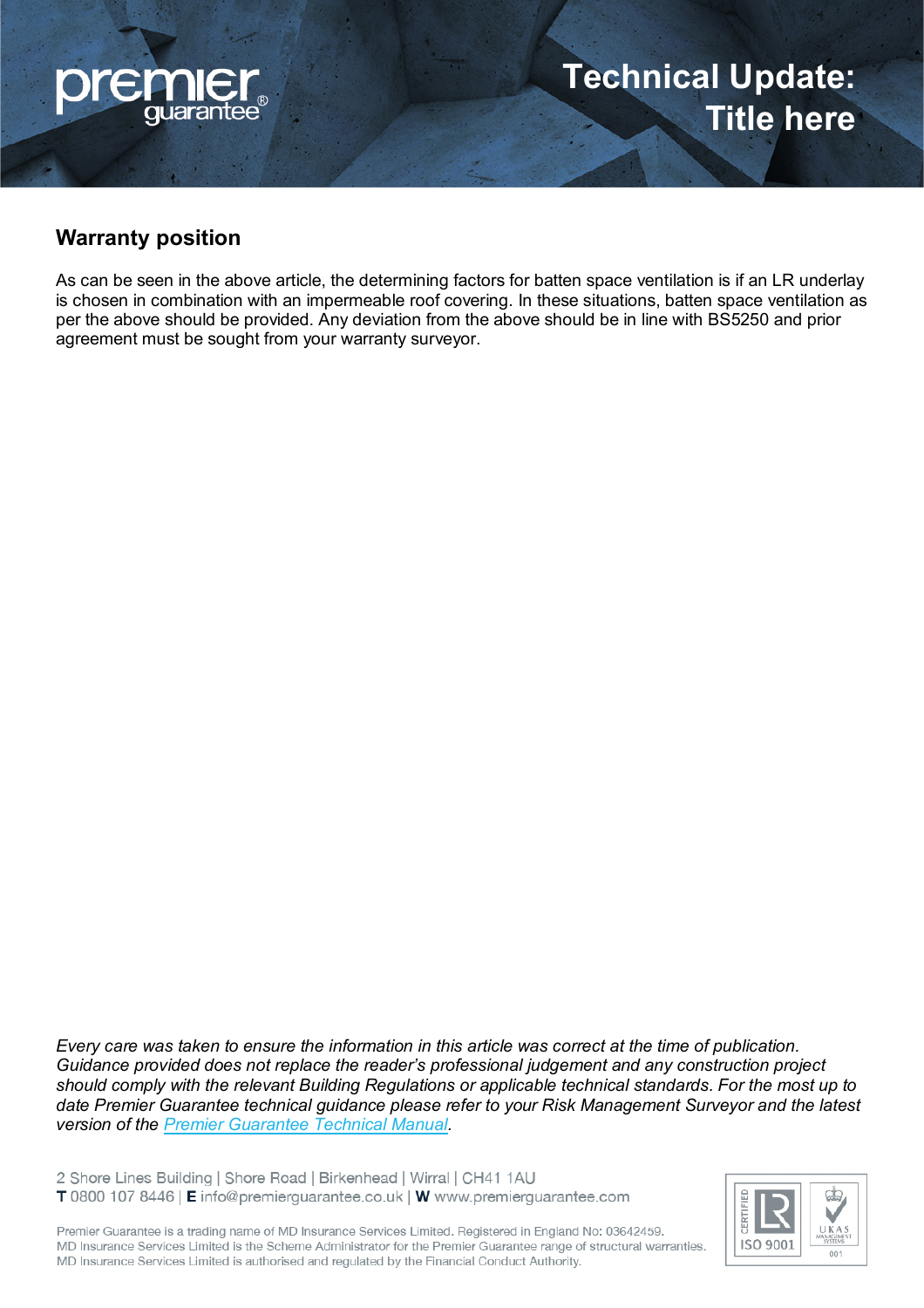## Warranty position

As can be seen in the above article, the determining factors for batten space ventilation is if an LR underlay is chosen in combination with an impermeable roof covering. In these situations, batten space ventilation as per the above should be provided. Any deviation from the above should be in line with BS5250 and prior agreement must be sought from your warranty surveyor.

*Every care was taken to ensure the information in this article was correct at the time of publication. Guidance provided does not replace the reader's professional judgement and any construction project should comply with the relevant Building Regulations or applicable technical standards. For the most up to date Premier Guarantee technical guidance please refer to your Risk Management Surveyor and the latest version of the [Premier Guarantee Technical Manual](Premier Guarantee Technical Manual).*

2 Shore Lines Building | Shore Road | Birkenhead | Wirral | CH41 1AU
**T** 0800 107 8446 | **E** info@premierguarantee.co.uk | **W** www.premierguarantee.com

Premier Guarantee is a trading name of MD Insurance Services Limited. Registered in England No: 03642459.
MD Insurance Services Limited is the Scheme Administrator for the Premier Guarantee range of structural warranties.
MD Insurance Services Limited is authorised and regulated by the Financial Conduct Authority.